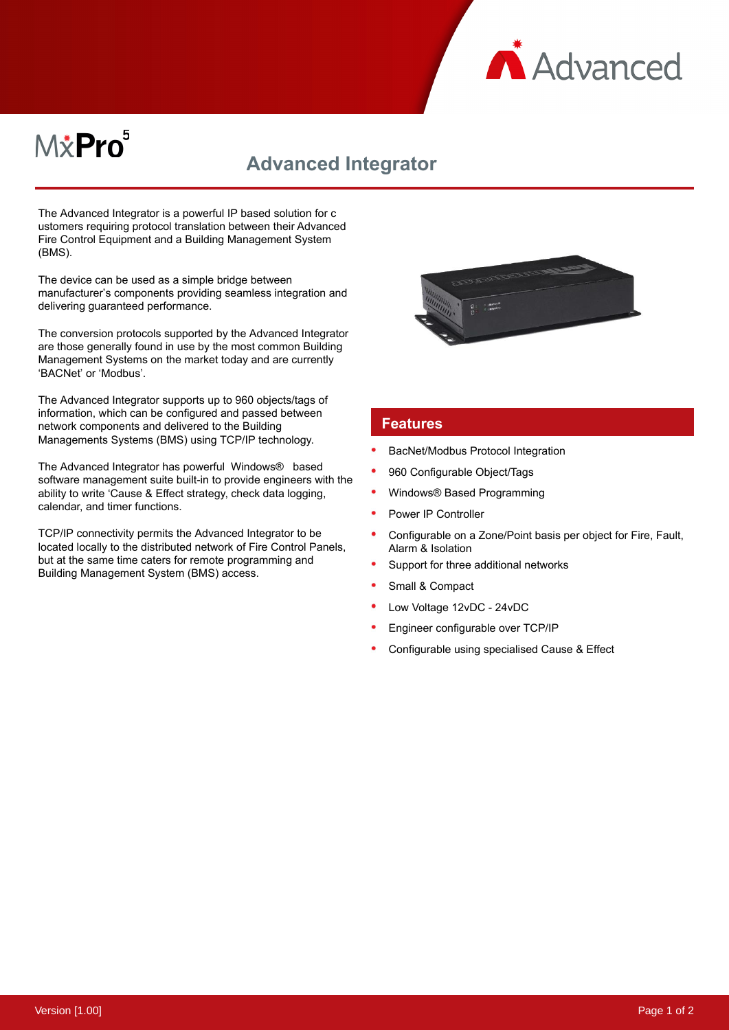MxPro 5

# Advanced Integrator

The Advanced Integrator is a powerful IP based solution for c ustomers requiring protocol translation between their Advanced Fire Control Equipment and a Building Management System (BMS).

The device can be used as a simple bridge between manufacturer's components providing seamless integration and delivering guaranteed performance.

The conversion protocols supported by the Advanced Integrator are those generally found in use by the most common Building Management Systems on the market today and are currently 'BACNet' or 'Modbus'.

The Advanced Integrator supports up to 960 objects/tags of information, which can be configured and passed between network components and delivered to the Building Managements Systems (BMS) using TCP/IP technology.

The Advanced Integrator has powerful Windows® based software management suite built-in to provide engineers with the ability to write 'Cause & Effect strategy, check data logging, calendar, and timer functions.

TCP/IP connectivity permits the Advanced Integrator to be located locally to the distributed network of Fire Control Panels, but at the same time caters for remote programming and Building Management System (BMS) access.

## Features

- BacNet/Modbus Protocol Integration
- 960 Configurable Object/Tags
- Windows® Based Programming
- Power IP Controller
- Configurable on a Zone/Point basis per object for Fire, Fault, Alarm & Isolation
- Support for three additional networks
- Small & Compact
- Low Voltage 12vDC - 24vDC
- Engineer configurable over TCP/IP
- Configurable using specialised Cause & Effect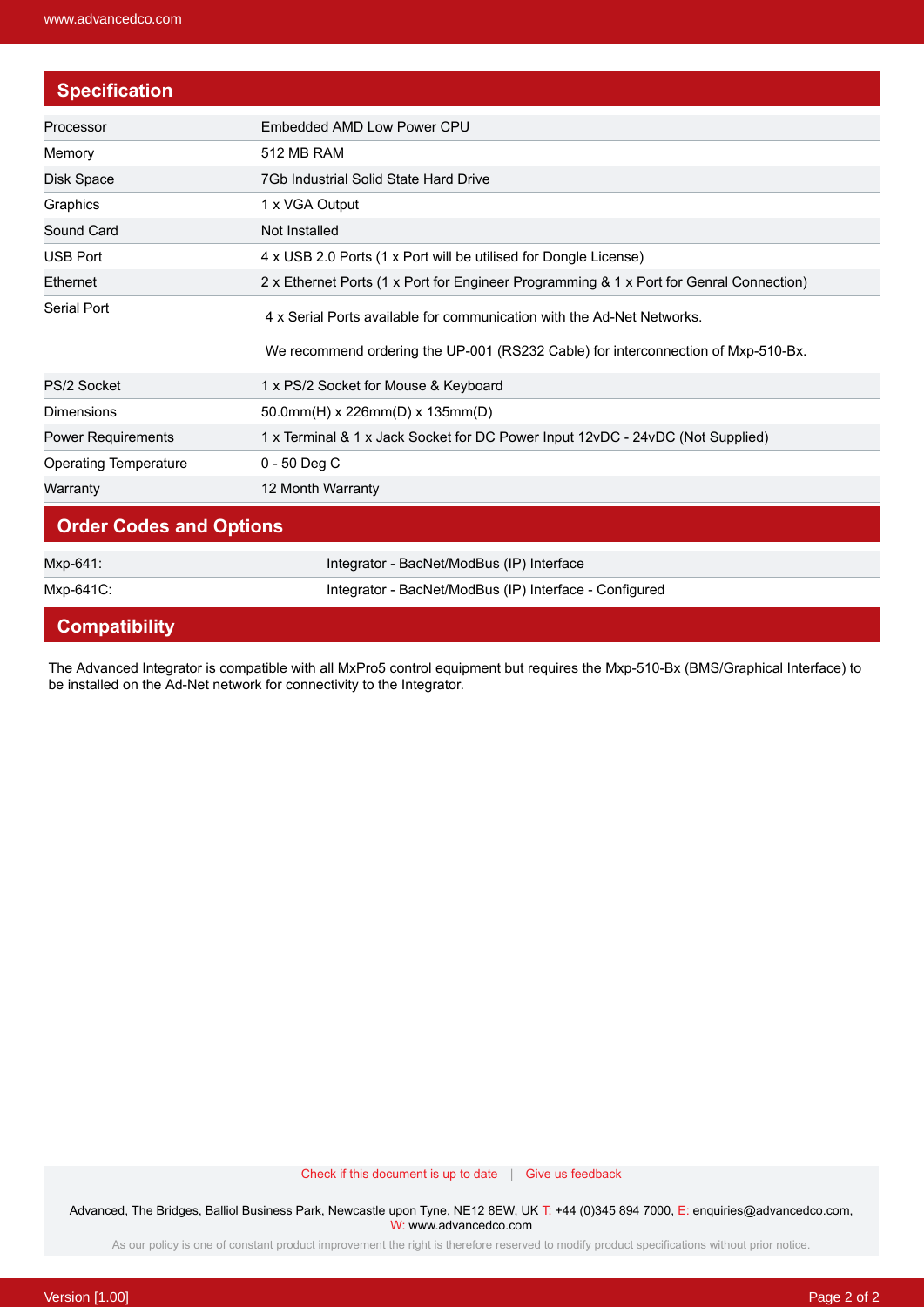## Specification

| | |
|---|---|
| Processor | Embedded AMD Low Power CPU |
| Memory | 512 MB RAM |
| Disk Space | 7Gb Industrial Solid State Hard Drive |
| Graphics | 1 x VGA Output |
| Sound Card | Not Installed |
| USB Port | 4 x USB 2.0 Ports (1 x Port will be utilised for Dongle License) |
| Ethernet | 2 x Ethernet Ports (1 x Port for Engineer Programming & 1 x Port for Genral Connection) |
| Serial Port | 4 x Serial Ports available for communication with the Ad-Net Networks. We recommend ordering the UP-001 (RS232 Cable) for interconnection of Mxp-510-Bx. |
| PS/2 Socket | 1 x PS/2 Socket for Mouse & Keyboard |
| Dimensions | 50.0mm(H) x 226mm(D) x 135mm(D) |
| Power Requirements | 1 x Terminal & 1 x Jack Socket for DC Power Input 12vDC - 24vDC (Not Supplied) |
| Operating Temperature | 0 - 50 Deg C |
| Warranty | 12 Month Warranty |

## Order Codes and Options

| | |
|---|---|
| Mxp-641: | Integrator - BacNet/ModBus (IP) Interface |
| Mxp-641C: | Integrator - BacNet/ModBus (IP) Interface - Configured |

## Compatibility

The Advanced Integrator is compatible with all MxPro5 control equipment but requires the Mxp-510-Bx (BMS/Graphical Interface) to be installed on the Ad-Net network for connectivity to the Integrator.

Check if this document is up to date | Give us feedback

Advanced, The Bridges, Balliol Business Park, Newcastle upon Tyne, NE12 8EW, UK T: +44 (0)345 894 7000, E: enquiries@advancedco.com, W: www.advancedco.com

As our policy is one of constant product improvement the right is therefore reserved to modify product specifications without prior notice.

Version [1.00]